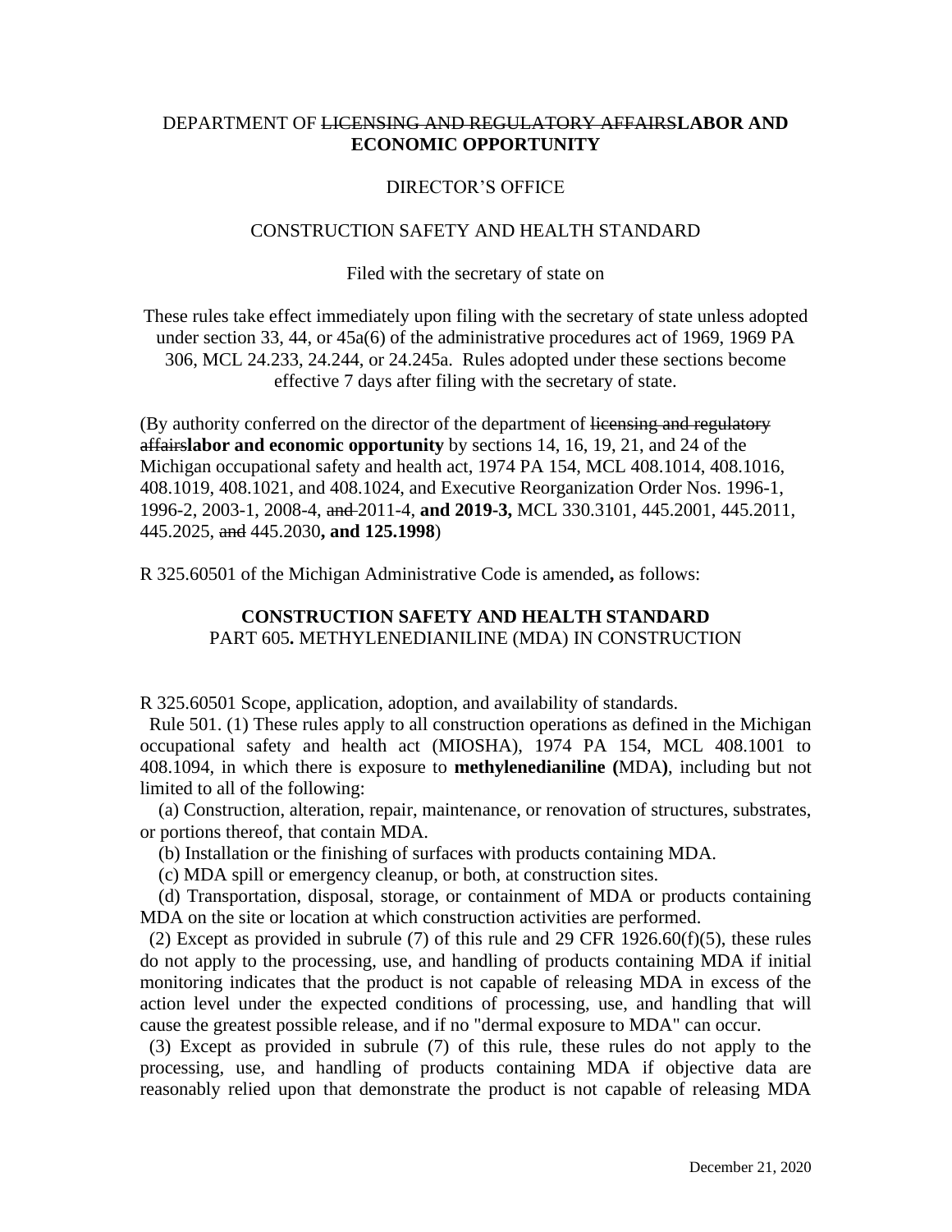DEPARTMENT OF ~~LICENSING AND REGULATORY AFFAIRS~~**LABOR AND ECONOMIC OPPORTUNITY**

DIRECTOR'S OFFICE

CONSTRUCTION SAFETY AND HEALTH STANDARD

Filed with the secretary of state on

These rules take effect immediately upon filing with the secretary of state unless adopted under section 33, 44, or 45a(6) of the administrative procedures act of 1969, 1969 PA 306, MCL 24.233, 24.244, or 24.245a. Rules adopted under these sections become effective 7 days after filing with the secretary of state.

(By authority conferred on the director of the department of ~~licensing and regulatory affairs~~**labor and economic opportunity** by sections 14, 16, 19, 21, and 24 of the Michigan occupational safety and health act, 1974 PA 154, MCL 408.1014, 408.1016, 408.1019, 408.1021, and 408.1024, and Executive Reorganization Order Nos. 1996-1, 1996-2, 2003-1, 2008-4, ~~and~~ 2011-4, **and 2019-3,** MCL 330.3101, 445.2001, 445.2011, 445.2025, ~~and~~ 445.2030**, and 125.1998**)

R 325.60501 of the Michigan Administrative Code is amended**,** as follows:

**CONSTRUCTION SAFETY AND HEALTH STANDARD**
PART 605**.** METHYLENEDIANILINE (MDA) IN CONSTRUCTION

R 325.60501 Scope, application, adoption, and availability of standards.

Rule 501. (1) These rules apply to all construction operations as defined in the Michigan occupational safety and health act (MIOSHA), 1974 PA 154, MCL 408.1001 to 408.1094, in which there is exposure to **methylenedianiline (**MDA**)**, including but not limited to all of the following:

(a) Construction, alteration, repair, maintenance, or renovation of structures, substrates, or portions thereof, that contain MDA.

(b) Installation or the finishing of surfaces with products containing MDA.

(c) MDA spill or emergency cleanup, or both, at construction sites.

(d) Transportation, disposal, storage, or containment of MDA or products containing MDA on the site or location at which construction activities are performed.

(2) Except as provided in subrule (7) of this rule and 29 CFR 1926.60(f)(5), these rules do not apply to the processing, use, and handling of products containing MDA if initial monitoring indicates that the product is not capable of releasing MDA in excess of the action level under the expected conditions of processing, use, and handling that will cause the greatest possible release, and if no "dermal exposure to MDA" can occur.

(3) Except as provided in subrule (7) of this rule, these rules do not apply to the processing, use, and handling of products containing MDA if objective data are reasonably relied upon that demonstrate the product is not capable of releasing MDA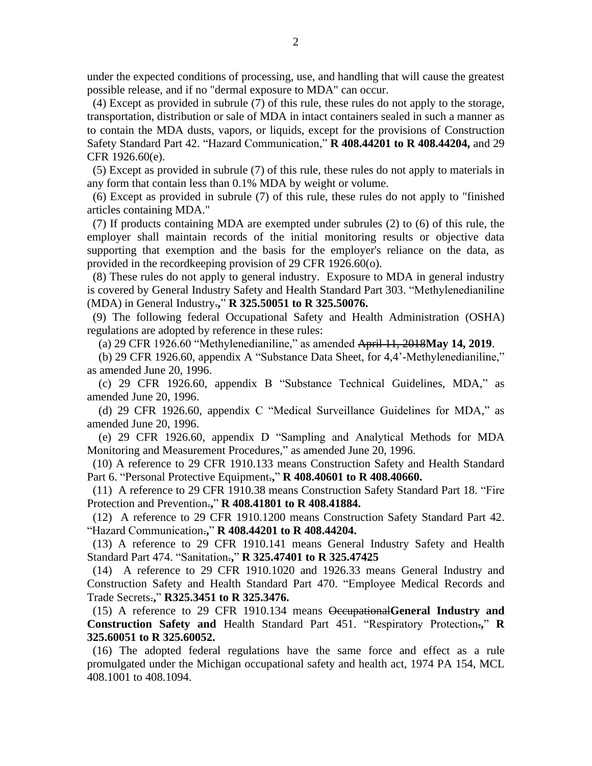under the expected conditions of processing, use, and handling that will cause the greatest possible release, and if no "dermal exposure to MDA" can occur.

(4) Except as provided in subrule (7) of this rule, these rules do not apply to the storage, transportation, distribution or sale of MDA in intact containers sealed in such a manner as to contain the MDA dusts, vapors, or liquids, except for the provisions of Construction Safety Standard Part 42. “Hazard Communication,” **R 408.44201 to R 408.44204,** and 29 CFR 1926.60(e).

(5) Except as provided in subrule (7) of this rule, these rules do not apply to materials in any form that contain less than 0.1% MDA by weight or volume.

(6) Except as provided in subrule (7) of this rule, these rules do not apply to "finished articles containing MDA."

(7) If products containing MDA are exempted under subrules (2) to (6) of this rule, the employer shall maintain records of the initial monitoring results or objective data supporting that exemption and the basis for the employer's reliance on the data, as provided in the recordkeeping provision of 29 CFR 1926.60(o).

(8) These rules do not apply to general industry. Exposure to MDA in general industry is covered by General Industry Safety and Health Standard Part 303. “Methylenedianiline (MDA) in General Industry~~.~~**,**” **R 325.50051 to R 325.50076.**

(9) The following federal Occupational Safety and Health Administration (OSHA) regulations are adopted by reference in these rules:

(a) 29 CFR 1926.60 “Methylenedianiline,” as amended ~~April 11, 2018~~**May 14, 2019**.

(b) 29 CFR 1926.60, appendix A “Substance Data Sheet, for 4,4’-Methylenedianiline,” as amended June 20, 1996.

(c) 29 CFR 1926.60, appendix B “Substance Technical Guidelines, MDA,” as amended June 20, 1996.

(d) 29 CFR 1926.60, appendix C “Medical Surveillance Guidelines for MDA,” as amended June 20, 1996.

(e) 29 CFR 1926.60, appendix D “Sampling and Analytical Methods for MDA Monitoring and Measurement Procedures,” as amended June 20, 1996.

(10) A reference to 29 CFR 1910.133 means Construction Safety and Health Standard Part 6. “Personal Protective Equipment~~.~~**,**” **R 408.40601 to R 408.40660.**

(11) A reference to 29 CFR 1910.38 means Construction Safety Standard Part 18. “Fire Protection and Prevention~~.~~**,**” **R 408.41801 to R 408.41884.**

(12) A reference to 29 CFR 1910.1200 means Construction Safety Standard Part 42. “Hazard Communication~~.~~**,**” **R 408.44201 to R 408.44204.**

(13) A reference to 29 CFR 1910.141 means General Industry Safety and Health Standard Part 474. “Sanitation~~.~~**,**” **R 325.47401 to R 325.47425**

(14) A reference to 29 CFR 1910.1020 and 1926.33 means General Industry and Construction Safety and Health Standard Part 470. “Employee Medical Records and Trade Secrets~~.~~**,**” **R325.3451 to R 325.3476.**

(15) A reference to 29 CFR 1910.134 means ~~Occupational~~**General Industry and Construction Safety and** Health Standard Part 451. “Respiratory Protection~~.~~**,**” **R 325.60051 to R 325.60052.**

(16) The adopted federal regulations have the same force and effect as a rule promulgated under the Michigan occupational safety and health act, 1974 PA 154, MCL 408.1001 to 408.1094.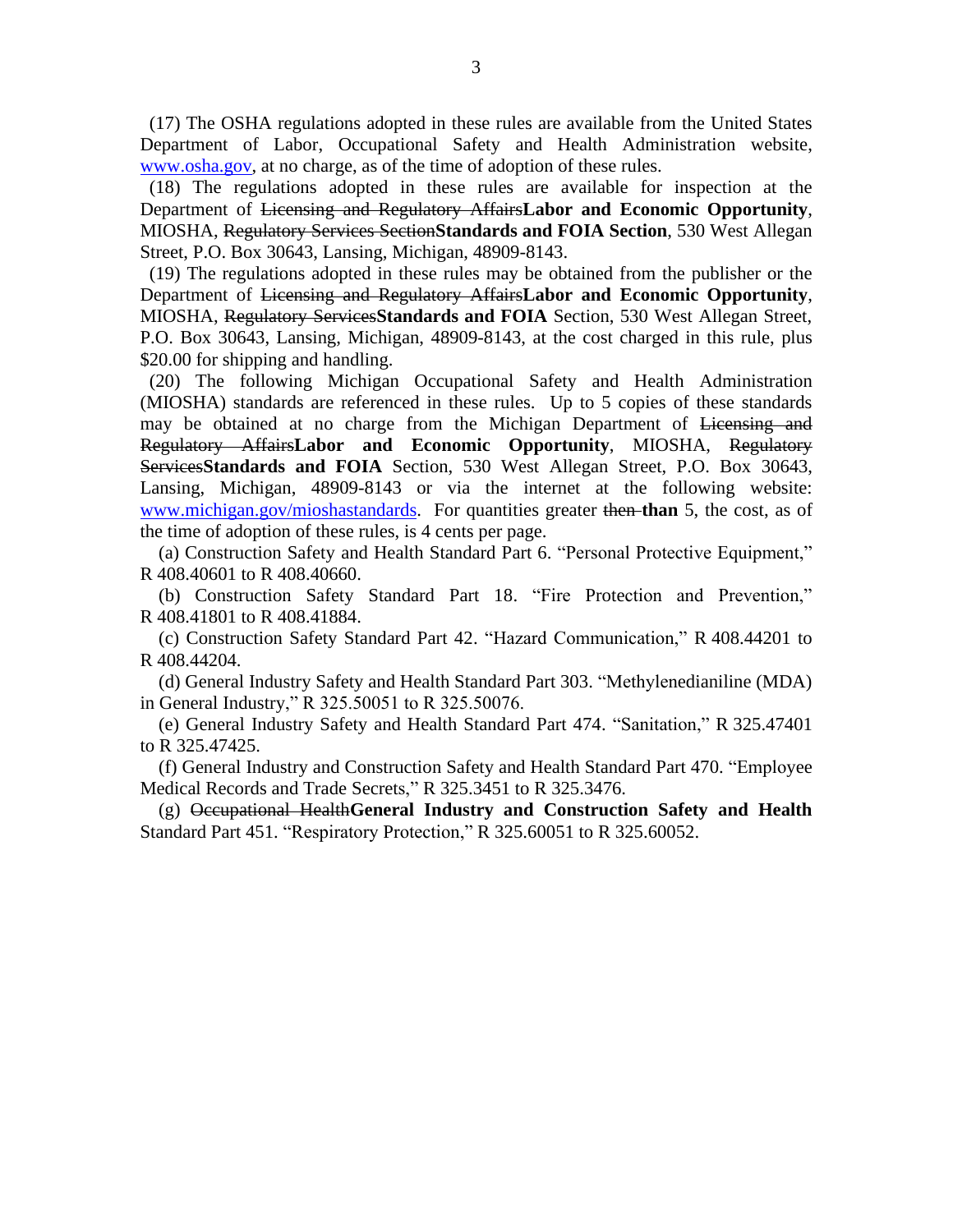(17) The OSHA regulations adopted in these rules are available from the United States Department of Labor, Occupational Safety and Health Administration website, www.osha.gov, at no charge, as of the time of adoption of these rules.

(18) The regulations adopted in these rules are available for inspection at the Department of ~~Licensing and Regulatory Affairs~~**Labor and Economic Opportunity**, MIOSHA, ~~Regulatory Services Section~~**Standards and FOIA Section**, 530 West Allegan Street, P.O. Box 30643, Lansing, Michigan, 48909-8143.

(19) The regulations adopted in these rules may be obtained from the publisher or the Department of ~~Licensing and Regulatory Affairs~~**Labor and Economic Opportunity**, MIOSHA, ~~Regulatory Services~~**Standards and FOIA** Section, 530 West Allegan Street, P.O. Box 30643, Lansing, Michigan, 48909-8143, at the cost charged in this rule, plus $20.00 for shipping and handling.

(20) The following Michigan Occupational Safety and Health Administration (MIOSHA) standards are referenced in these rules. Up to 5 copies of these standards may be obtained at no charge from the Michigan Department of ~~Licensing and Regulatory Affairs~~**Labor and Economic Opportunity**, MIOSHA, ~~Regulatory Services~~**Standards and FOIA** Section, 530 West Allegan Street, P.O. Box 30643, Lansing, Michigan, 48909-8143 or via the internet at the following website: www.michigan.gov/mioshastandards. For quantities greater ~~then~~ **than** 5, the cost, as of the time of adoption of these rules, is 4 cents per page.

(a) Construction Safety and Health Standard Part 6. "Personal Protective Equipment," R 408.40601 to R 408.40660.

(b) Construction Safety Standard Part 18. "Fire Protection and Prevention," R 408.41801 to R 408.41884.

(c) Construction Safety Standard Part 42. "Hazard Communication," R 408.44201 to R 408.44204.

(d) General Industry Safety and Health Standard Part 303. "Methylenedianiline (MDA) in General Industry," R 325.50051 to R 325.50076.

(e) General Industry Safety and Health Standard Part 474. "Sanitation," R 325.47401 to R 325.47425.

(f) General Industry and Construction Safety and Health Standard Part 470. "Employee Medical Records and Trade Secrets," R 325.3451 to R 325.3476.

(g) ~~Occupational Health~~**General Industry and Construction Safety and Health** Standard Part 451. "Respiratory Protection," R 325.60051 to R 325.60052.